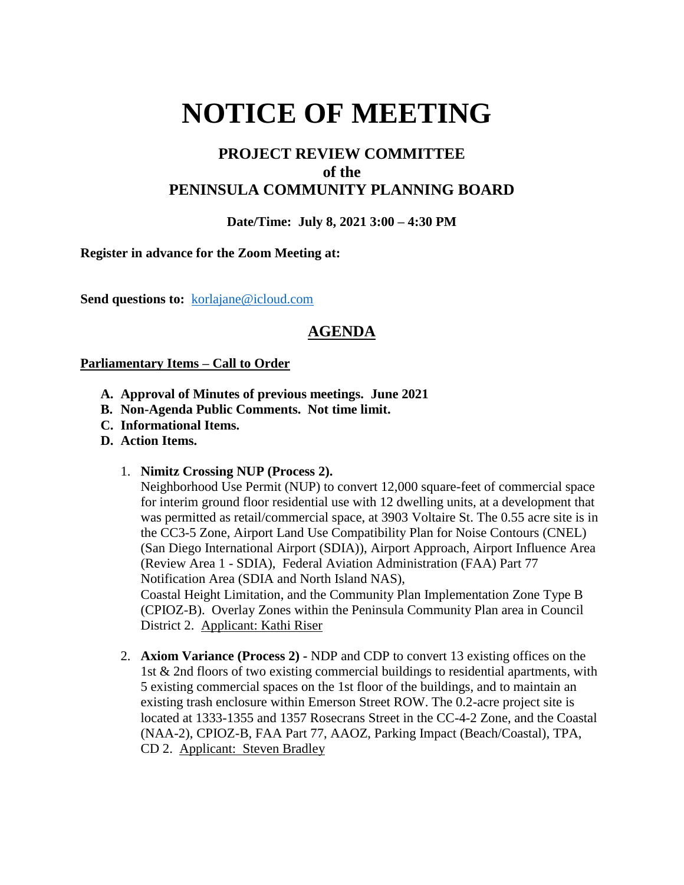# NOTICE OF MEETING

## PROJECT REVIEW COMMITTEE
## of the
## PENINSULA COMMUNITY PLANNING BOARD

**Date/Time: July 8, 2021 3:00 – 4:30 PM**

**Register in advance for the Zoom Meeting at:**

**Send questions to:** korlajane@icloud.com

## AGENDA

**Parliamentary Items – Call to Order**

- **A. Approval of Minutes of previous meetings. June 2021**
- **B. Non-Agenda Public Comments. Not time limit.**
- **C. Informational Items.**
- **D. Action Items.**

1. **Nimitz Crossing NUP (Process 2).**
   Neighborhood Use Permit (NUP) to convert 12,000 square-feet of commercial space for interim ground floor residential use with 12 dwelling units, at a development that was permitted as retail/commercial space, at 3903 Voltaire St. The 0.55 acre site is in the CC3-5 Zone, Airport Land Use Compatibility Plan for Noise Contours (CNEL) (San Diego International Airport (SDIA)), Airport Approach, Airport Influence Area (Review Area 1 - SDIA), Federal Aviation Administration (FAA) Part 77 Notification Area (SDIA and North Island NAS),
   Coastal Height Limitation, and the Community Plan Implementation Zone Type B (CPIOZ-B). Overlay Zones within the Peninsula Community Plan area in Council District 2. Applicant: Kathi Riser

2. **Axiom Variance (Process 2) -** NDP and CDP to convert 13 existing offices on the 1st & 2nd floors of two existing commercial buildings to residential apartments, with 5 existing commercial spaces on the 1st floor of the buildings, and to maintain an existing trash enclosure within Emerson Street ROW. The 0.2-acre project site is located at 1333-1355 and 1357 Rosecrans Street in the CC-4-2 Zone, and the Coastal (NAA-2), CPIOZ-B, FAA Part 77, AAOZ, Parking Impact (Beach/Coastal), TPA, CD 2. Applicant: Steven Bradley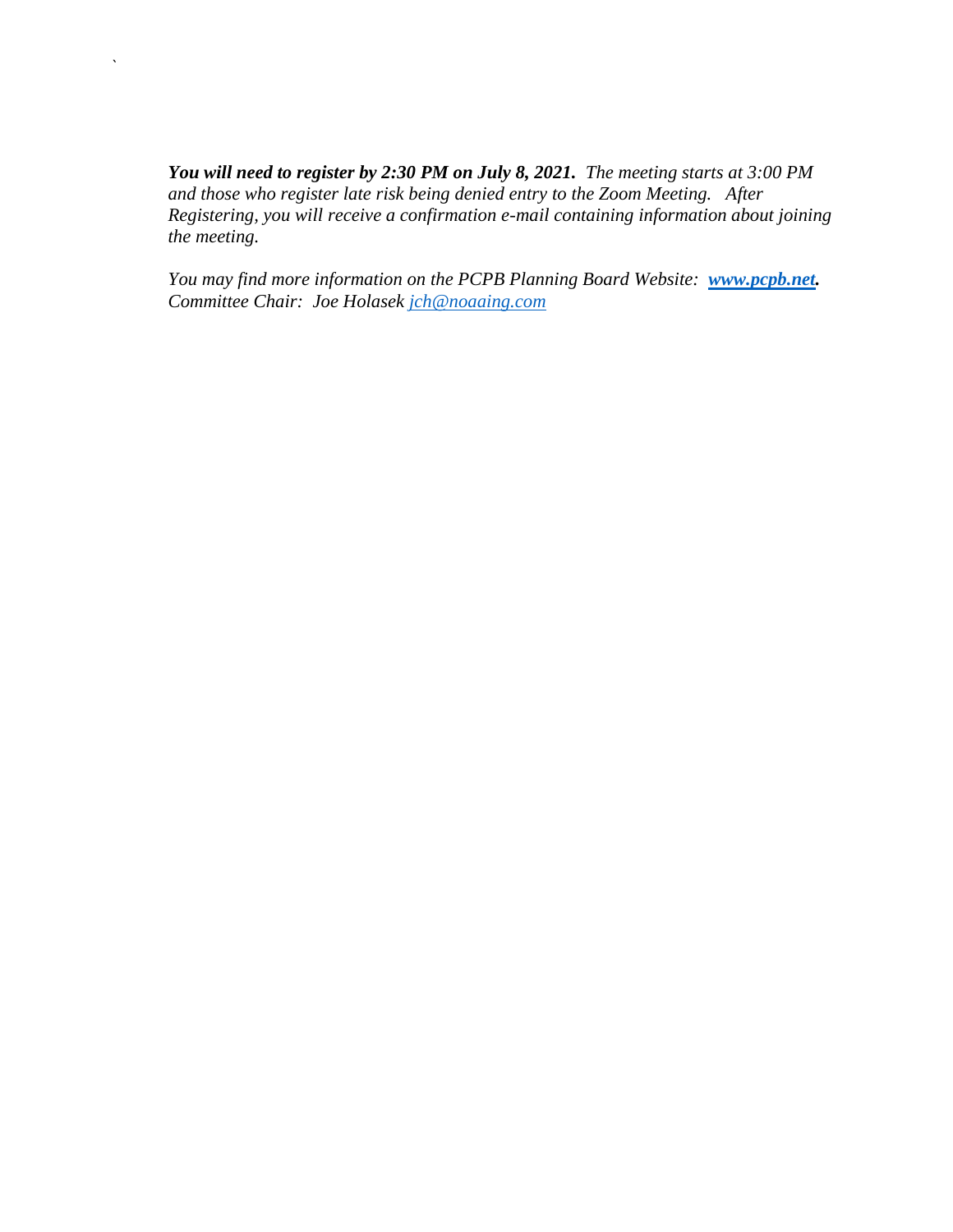***You will need to register by 2:30 PM on July 8, 2021.*** *The meeting starts at 3:00 PM and those who register late risk being denied entry to the Zoom Meeting. After Registering, you will receive a confirmation e-mail containing information about joining the meeting.*

*You may find more information on the PCPB Planning Board Website:* ***[www.pcpb.net](http://www.pcpb.net).***
*Committee Chair: Joe Holasek [jch@noaaing.com](mailto:jch@noaaing.com)*